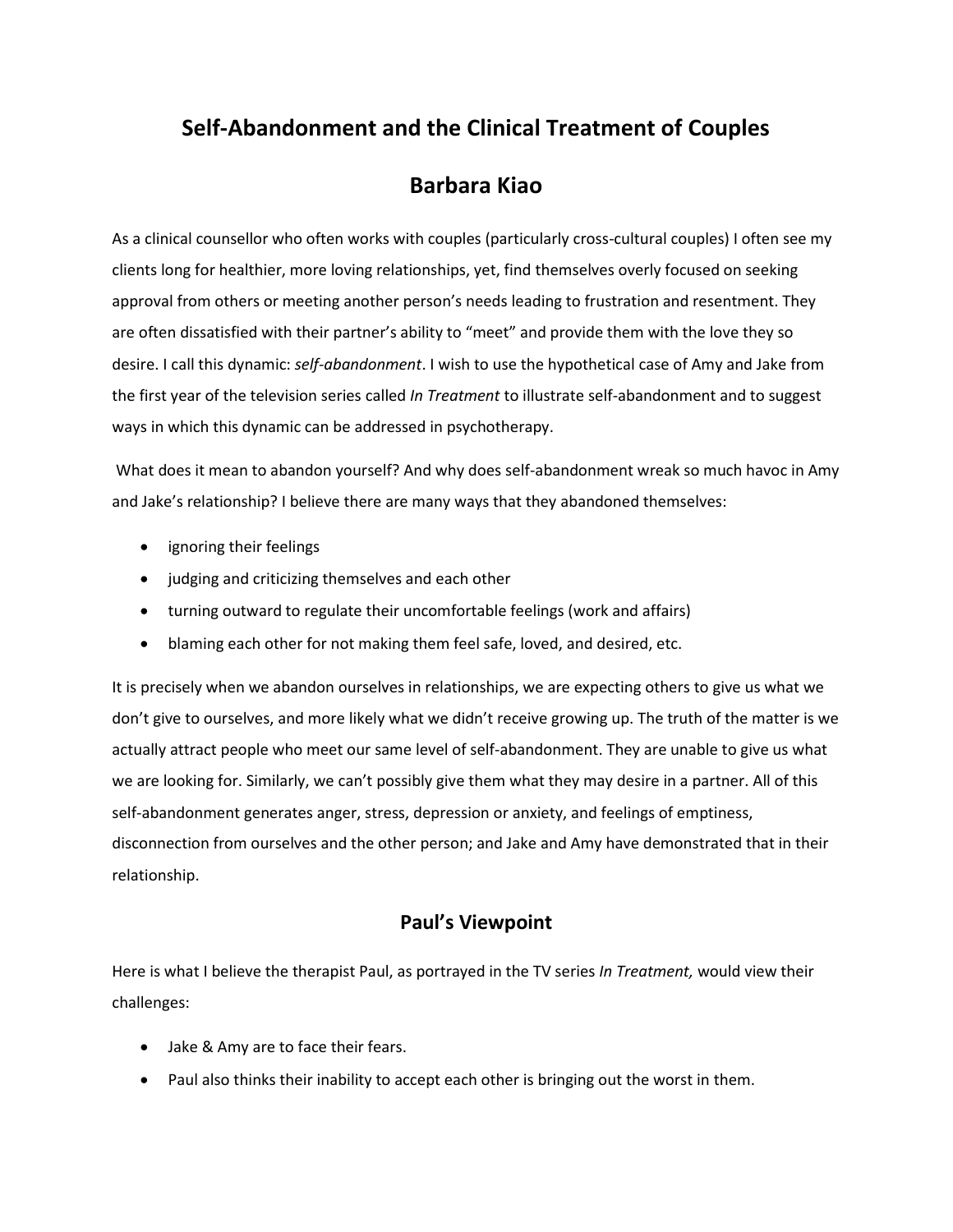# Self-Abandonment and the Clinical Treatment of Couples

## Barbara Kiao

As a clinical counsellor who often works with couples (particularly cross-cultural couples) I often see my clients long for healthier, more loving relationships, yet, find themselves overly focused on seeking approval from others or meeting another person's needs leading to frustration and resentment. They are often dissatisfied with their partner's ability to "meet" and provide them with the love they so desire. I call this dynamic: *self-abandonment*. I wish to use the hypothetical case of Amy and Jake from the first year of the television series called *In Treatment* to illustrate self-abandonment and to suggest ways in which this dynamic can be addressed in psychotherapy.

What does it mean to abandon yourself? And why does self-abandonment wreak so much havoc in Amy and Jake's relationship? I believe there are many ways that they abandoned themselves:

- ignoring their feelings
- judging and criticizing themselves and each other
- turning outward to regulate their uncomfortable feelings (work and affairs)
- blaming each other for not making them feel safe, loved, and desired, etc.

It is precisely when we abandon ourselves in relationships, we are expecting others to give us what we don't give to ourselves, and more likely what we didn't receive growing up. The truth of the matter is we actually attract people who meet our same level of self-abandonment. They are unable to give us what we are looking for. Similarly, we can't possibly give them what they may desire in a partner. All of this self-abandonment generates anger, stress, depression or anxiety, and feelings of emptiness, disconnection from ourselves and the other person; and Jake and Amy have demonstrated that in their relationship.

## Paul's Viewpoint

Here is what I believe the therapist Paul, as portrayed in the TV series *In Treatment,* would view their challenges:

- Jake & Amy are to face their fears.
- Paul also thinks their inability to accept each other is bringing out the worst in them.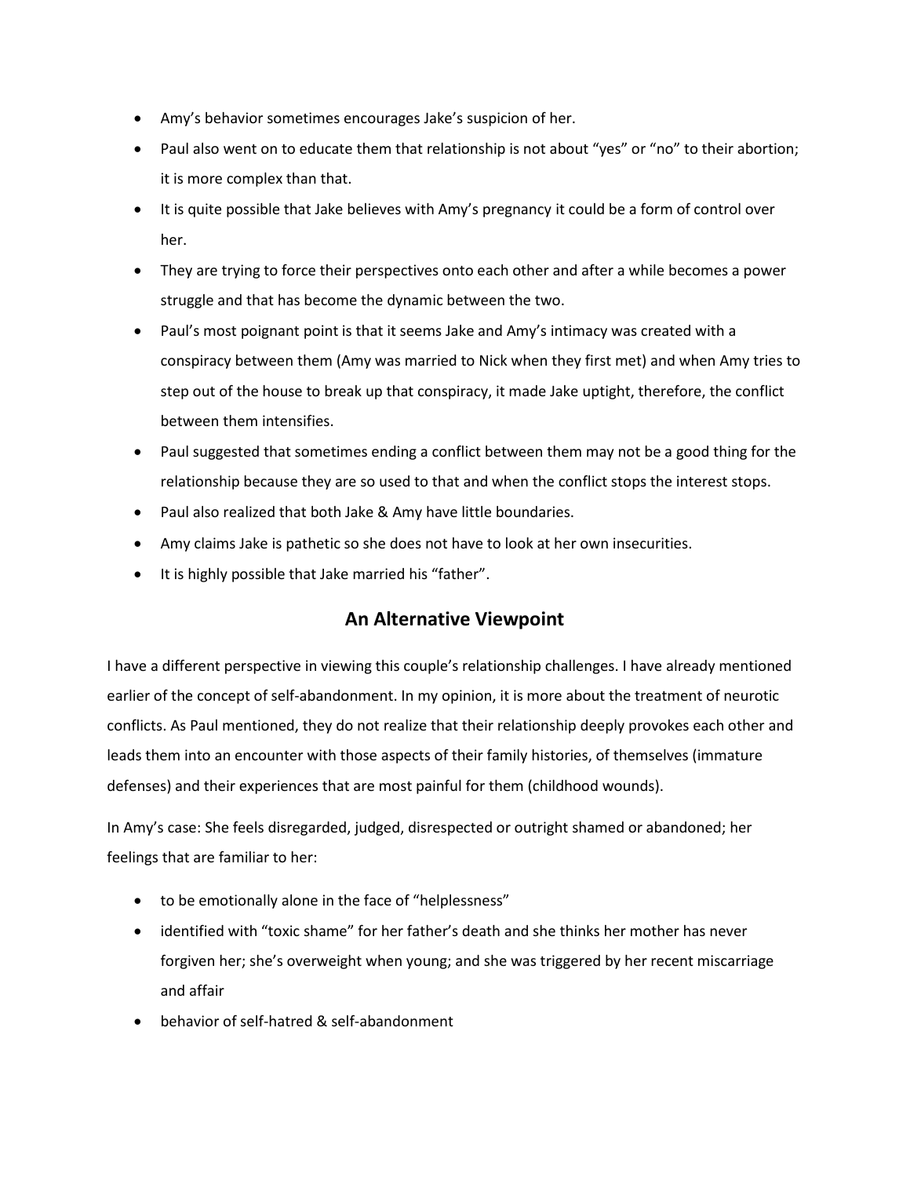- Amy's behavior sometimes encourages Jake's suspicion of her.
- Paul also went on to educate them that relationship is not about "yes" or "no" to their abortion; it is more complex than that.
- It is quite possible that Jake believes with Amy's pregnancy it could be a form of control over her.
- They are trying to force their perspectives onto each other and after a while becomes a power struggle and that has become the dynamic between the two.
- Paul's most poignant point is that it seems Jake and Amy's intimacy was created with a conspiracy between them (Amy was married to Nick when they first met) and when Amy tries to step out of the house to break up that conspiracy, it made Jake uptight, therefore, the conflict between them intensifies.
- Paul suggested that sometimes ending a conflict between them may not be a good thing for the relationship because they are so used to that and when the conflict stops the interest stops.
- Paul also realized that both Jake & Amy have little boundaries.
- Amy claims Jake is pathetic so she does not have to look at her own insecurities.
- It is highly possible that Jake married his "father".

## An Alternative Viewpoint

I have a different perspective in viewing this couple's relationship challenges. I have already mentioned earlier of the concept of self-abandonment. In my opinion, it is more about the treatment of neurotic conflicts. As Paul mentioned, they do not realize that their relationship deeply provokes each other and leads them into an encounter with those aspects of their family histories, of themselves (immature defenses) and their experiences that are most painful for them (childhood wounds).

In Amy's case: She feels disregarded, judged, disrespected or outright shamed or abandoned; her feelings that are familiar to her:

- to be emotionally alone in the face of "helplessness"
- identified with "toxic shame" for her father's death and she thinks her mother has never forgiven her; she's overweight when young; and she was triggered by her recent miscarriage and affair
- behavior of self-hatred & self-abandonment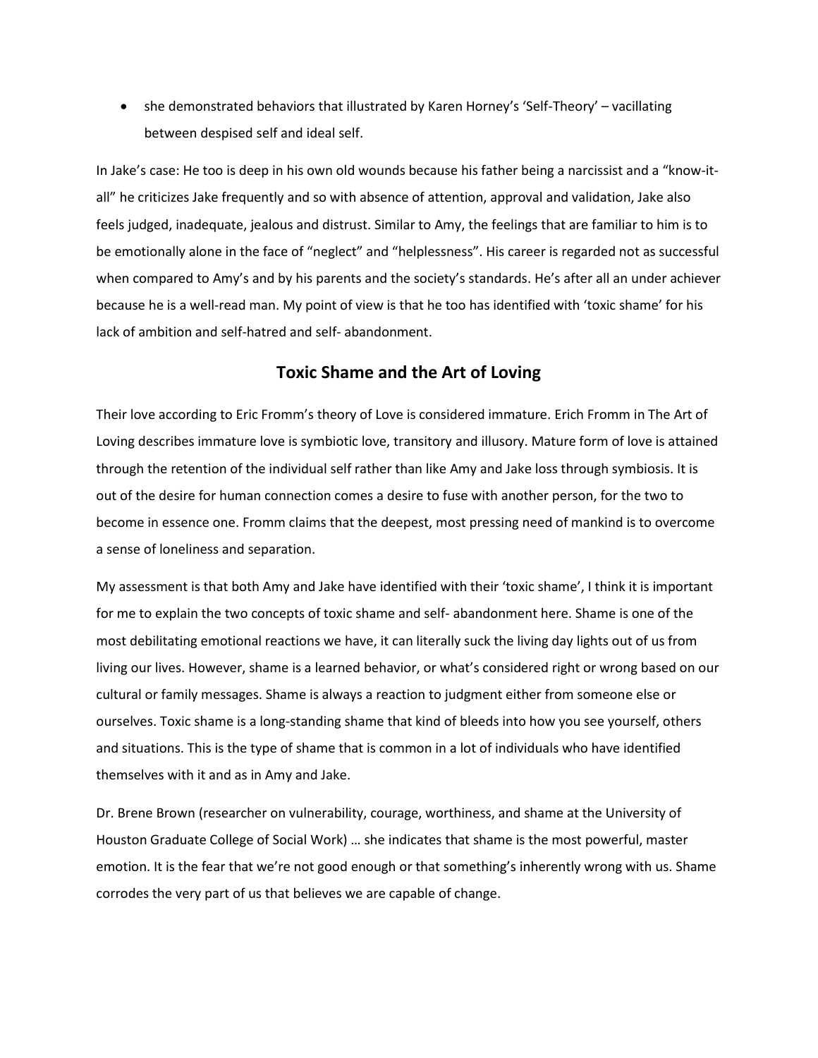- she demonstrated behaviors that illustrated by Karen Horney's 'Self-Theory' – vacillating between despised self and ideal self.

In Jake's case: He too is deep in his own old wounds because his father being a narcissist and a "know-it-all" he criticizes Jake frequently and so with absence of attention, approval and validation, Jake also feels judged, inadequate, jealous and distrust. Similar to Amy, the feelings that are familiar to him is to be emotionally alone in the face of "neglect" and "helplessness". His career is regarded not as successful when compared to Amy's and by his parents and the society's standards. He's after all an under achiever because he is a well-read man. My point of view is that he too has identified with 'toxic shame' for his lack of ambition and self-hatred and self- abandonment.

## Toxic Shame and the Art of Loving

Their love according to Eric Fromm's theory of Love is considered immature. Erich Fromm in The Art of Loving describes immature love is symbiotic love, transitory and illusory. Mature form of love is attained through the retention of the individual self rather than like Amy and Jake loss through symbiosis. It is out of the desire for human connection comes a desire to fuse with another person, for the two to become in essence one. Fromm claims that the deepest, most pressing need of mankind is to overcome a sense of loneliness and separation.

My assessment is that both Amy and Jake have identified with their 'toxic shame', I think it is important for me to explain the two concepts of toxic shame and self- abandonment here. Shame is one of the most debilitating emotional reactions we have, it can literally suck the living day lights out of us from living our lives. However, shame is a learned behavior, or what's considered right or wrong based on our cultural or family messages. Shame is always a reaction to judgment either from someone else or ourselves. Toxic shame is a long-standing shame that kind of bleeds into how you see yourself, others and situations. This is the type of shame that is common in a lot of individuals who have identified themselves with it and as in Amy and Jake.

Dr. Brene Brown (researcher on vulnerability, courage, worthiness, and shame at the University of Houston Graduate College of Social Work) … she indicates that shame is the most powerful, master emotion. It is the fear that we're not good enough or that something's inherently wrong with us. Shame corrodes the very part of us that believes we are capable of change.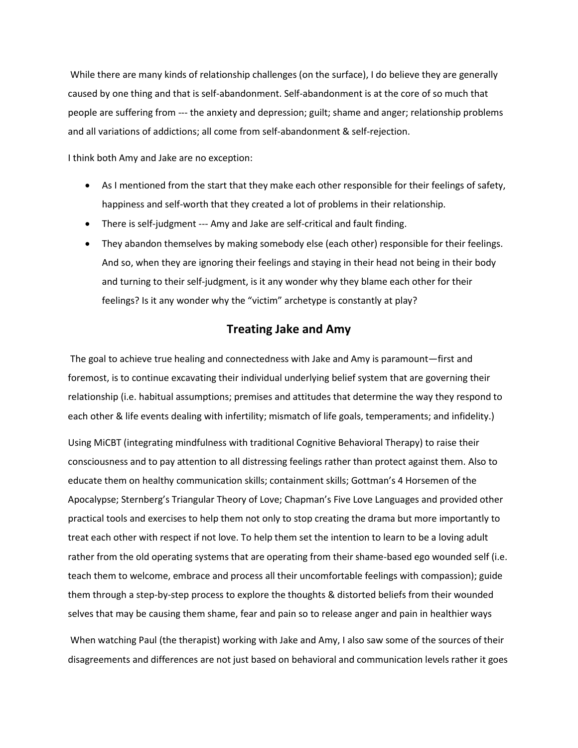While there are many kinds of relationship challenges (on the surface), I do believe they are generally caused by one thing and that is self-abandonment. Self-abandonment is at the core of so much that people are suffering from --- the anxiety and depression; guilt; shame and anger; relationship problems and all variations of addictions; all come from self-abandonment & self-rejection.

I think both Amy and Jake are no exception:

- As I mentioned from the start that they make each other responsible for their feelings of safety, happiness and self-worth that they created a lot of problems in their relationship.
- There is self-judgment --- Amy and Jake are self-critical and fault finding.
- They abandon themselves by making somebody else (each other) responsible for their feelings. And so, when they are ignoring their feelings and staying in their head not being in their body and turning to their self-judgment, is it any wonder why they blame each other for their feelings? Is it any wonder why the "victim" archetype is constantly at play?

## Treating Jake and Amy

The goal to achieve true healing and connectedness with Jake and Amy is paramount—first and foremost, is to continue excavating their individual underlying belief system that are governing their relationship (i.e. habitual assumptions; premises and attitudes that determine the way they respond to each other & life events dealing with infertility; mismatch of life goals, temperaments; and infidelity.)

Using MiCBT (integrating mindfulness with traditional Cognitive Behavioral Therapy) to raise their consciousness and to pay attention to all distressing feelings rather than protect against them. Also to educate them on healthy communication skills; containment skills; Gottman's 4 Horsemen of the Apocalypse; Sternberg's Triangular Theory of Love; Chapman's Five Love Languages and provided other practical tools and exercises to help them not only to stop creating the drama but more importantly to treat each other with respect if not love. To help them set the intention to learn to be a loving adult rather from the old operating systems that are operating from their shame-based ego wounded self (i.e. teach them to welcome, embrace and process all their uncomfortable feelings with compassion); guide them through a step-by-step process to explore the thoughts & distorted beliefs from their wounded selves that may be causing them shame, fear and pain so to release anger and pain in healthier ways

When watching Paul (the therapist) working with Jake and Amy, I also saw some of the sources of their disagreements and differences are not just based on behavioral and communication levels rather it goes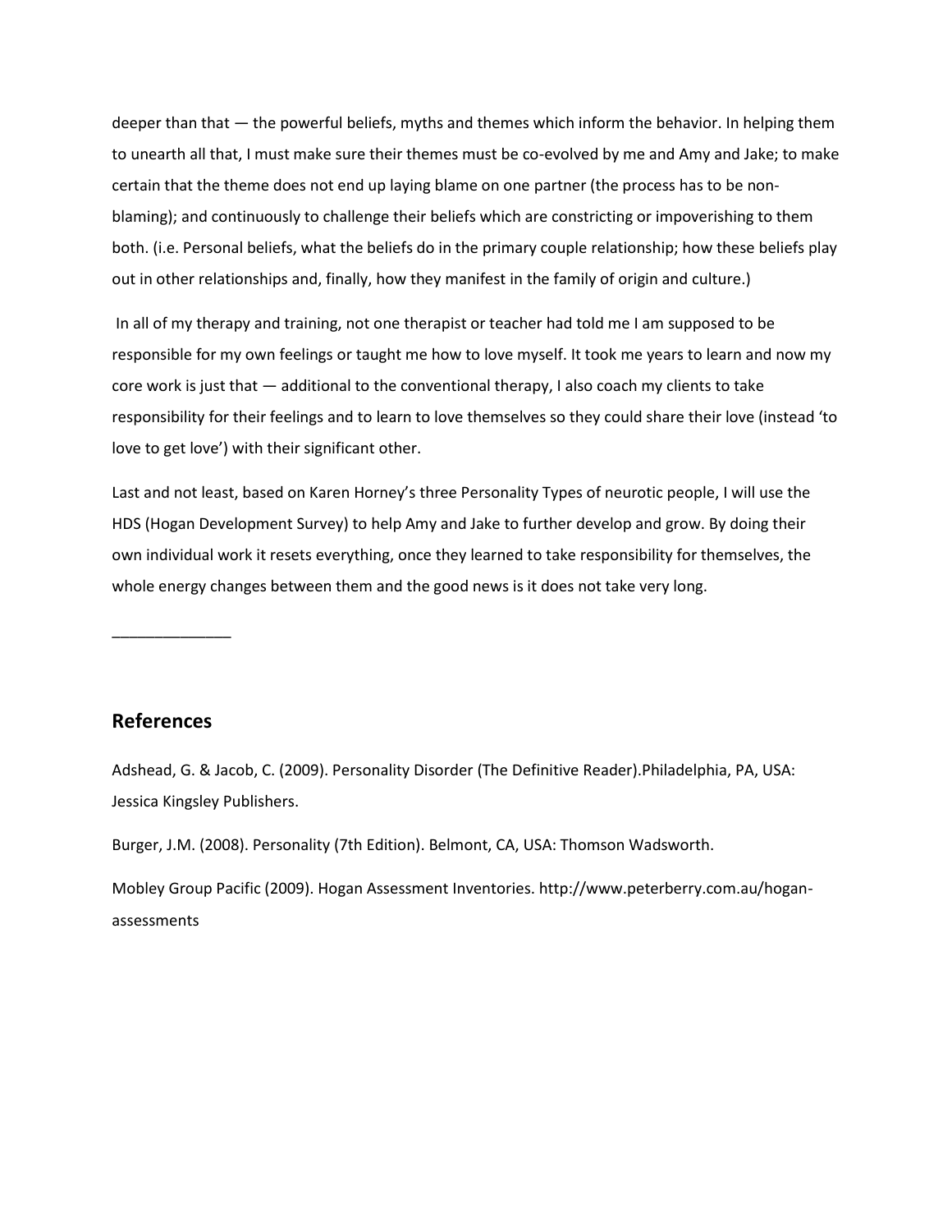deeper than that — the powerful beliefs, myths and themes which inform the behavior. In helping them to unearth all that, I must make sure their themes must be co-evolved by me and Amy and Jake; to make certain that the theme does not end up laying blame on one partner (the process has to be non-blaming); and continuously to challenge their beliefs which are constricting or impoverishing to them both. (i.e. Personal beliefs, what the beliefs do in the primary couple relationship; how these beliefs play out in other relationships and, finally, how they manifest in the family of origin and culture.)

In all of my therapy and training, not one therapist or teacher had told me I am supposed to be responsible for my own feelings or taught me how to love myself. It took me years to learn and now my core work is just that — additional to the conventional therapy, I also coach my clients to take responsibility for their feelings and to learn to love themselves so they could share their love (instead 'to love to get love') with their significant other.

Last and not least, based on Karen Horney's three Personality Types of neurotic people, I will use the HDS (Hogan Development Survey) to help Amy and Jake to further develop and grow. By doing their own individual work it resets everything, once they learned to take responsibility for themselves, the whole energy changes between them and the good news is it does not take very long.

______________

## References

Adshead, G. & Jacob, C. (2009). Personality Disorder (The Definitive Reader).Philadelphia, PA, USA: Jessica Kingsley Publishers.

Burger, J.M. (2008). Personality (7th Edition). Belmont, CA, USA: Thomson Wadsworth.

Mobley Group Pacific (2009). Hogan Assessment Inventories. http://www.peterberry.com.au/hogan-assessments